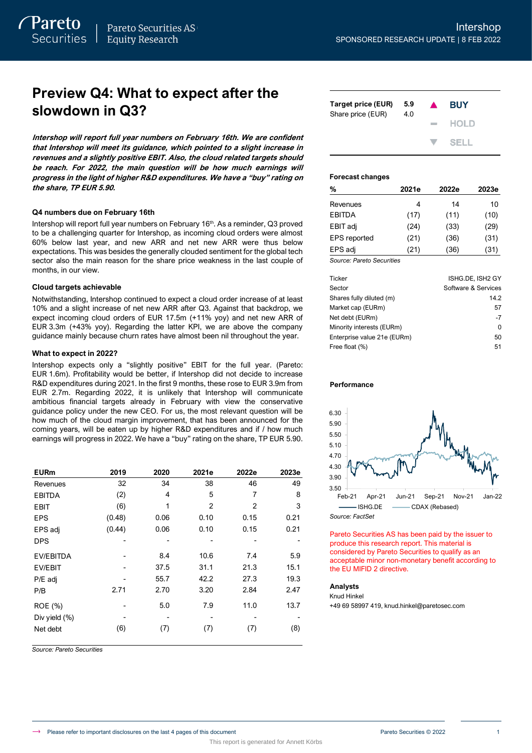# Preview Q4: What to expect after the slowdown in Q3?

***Intershop will report full year numbers on February 16th. We are confident that Intershop will meet its guidance, which pointed to a slight increase in revenues and a slightly positive EBIT. Also, the cloud related targets should be reach. For 2022, the main question will be how much earnings will progress in the light of higher R&D expenditures. We have a "buy" rating on the share, TP EUR 5.90.***

### Q4 numbers due on February 16th

Intershop will report full year numbers on February 16th. As a reminder, Q3 proved to be a challenging quarter for Intershop, as incoming cloud orders were almost 60% below last year, and net new ARR were thus below expectations. This was besides the generally clouded sentiment for the global tech sector also the main reason for the share price weakness in the last couple of months, in our view.

### Cloud targets achievable

Notwithstanding, Intershop continued to expect a cloud order increase of at least 10% and a slight increase of net new ARR after Q3. Against that backdrop, we expect incoming cloud orders of EUR 17.5m (+11% yoy) and net new ARR of EUR 3.3m (+43% yoy). Regarding the latter KPI, we are above the company guidance mainly because churn rates have almost been nil throughout the year.

### What to expect in 2022?

Intershop expects only a "slightly positive" EBIT for the full year. (Pareto: EUR 1.6m). Profitability would be better, if Intershop did not decide to increase R&D expenditures during 2021. In the first 9 months, these rose to EUR 3.9m from EUR 2.7m. Regarding 2022, it is unlikely that Intershop will communicate ambitious financial targets already in February with view the conservative guidance policy under the new CEO. For us, the most relevant question will be how much of the cloud margin improvement, that has been announced for the coming years, will be eaten up by higher R&D expenditures and if / how much earnings will progress in 2022. We have a "buy" rating on the share, TP EUR 5.90.

| EURm | 2019 | 2020 | 2021e | 2022e | 2023e |
|---|---|---|---|---|---|
| Revenues | 32 | 34 | 38 | 46 | 49 |
| EBITDA | (2) | 4 | 5 | 7 | 8 |
| EBIT | (6) | 1 | 2 | 2 | 3 |
| EPS | (0.48) | 0.06 | 0.10 | 0.15 | 0.21 |
| EPS adj | (0.44) | 0.06 | 0.10 | 0.15 | 0.21 |
| DPS | - | - | - | - | - |
| EV/EBITDA | - | 8.4 | 10.6 | 7.4 | 5.9 |
| EV/EBIT | - | 37.5 | 31.1 | 21.3 | 15.1 |
| P/E adj | - | 55.7 | 42.2 | 27.3 | 19.3 |
| P/B | 2.71 | 2.70 | 3.20 | 2.84 | 2.47 |
| ROE (%) | - | 5.0 | 7.9 | 11.0 | 13.7 |
| Div yield (%) | - | - | - | - | - |
| Net debt | (6) | (7) | (7) | (7) | (8) |

*Source: Pareto Securities*

| | | |
|---|---|---|
| **Target price (EUR)** | 5.9 | ▲ **BUY** |
| Share price (EUR) | 4.0 | HOLD |
| | | SELL |

**Forecast changes**

| % | 2021e | 2022e | 2023e |
|---|---|---|---|
| Revenues | 4 | 14 | 10 |
| EBITDA | (17) | (11) | (10) |
| EBIT adj | (24) | (33) | (29) |
| EPS reported | (21) | (36) | (31) |
| EPS adj | (21) | (36) | (31) |

*Source: Pareto Securities*

| | |
|---|---|
| Ticker | ISHG.DE, ISH2 GY |
| Sector | Software & Services |
| Shares fully diluted (m) | 14.2 |
| Market cap (EURm) | 57 |
| Net debt (EURm) | -7 |
| Minority interests (EURm) | 0 |
| Enterprise value 21e (EURm) | 50 |
| Free float (%) | 51 |

**Performance**

*Source: FactSet*

Pareto Securities AS has been paid by the issuer to produce this research report. This material is considered by Pareto Securities to qualify as an acceptable minor non-monetary benefit according to the EU MIFID 2 directive.

**Analysts**

Knud Hinkel
+49 69 58997 419, knud.hinkel@paretosec.com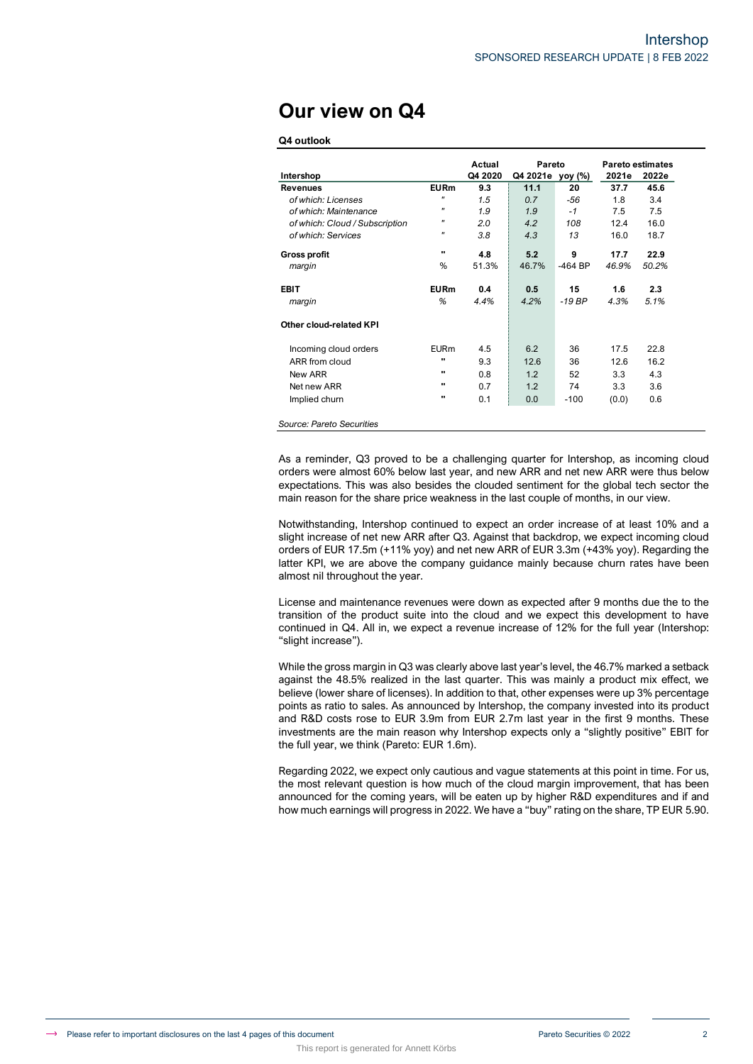# Our view on Q4

**Q4 outlook**

| Intershop | | Actual Q4 2020 | Pareto Q4 2021e | Pareto yoy (%) | Pareto estimates 2021e | Pareto estimates 2022e |
|---|---|---|---|---|---|---|
| **Revenues** | **EURm** | **9.3** | **11.1** | **20** | **37.7** | **45.6** |
| *of which: Licenses* | " | *1.5* | *0.7* | *-56* | 1.8 | 3.4 |
| *of which: Maintenance* | " | *1.9* | *1.9* | *-1* | 7.5 | 7.5 |
| *of which: Cloud / Subscription* | " | *2.0* | *4.2* | *108* | 12.4 | 16.0 |
| *of which: Services* | " | *3.8* | *4.3* | *13* | 16.0 | 18.7 |
| **Gross profit** | " | **4.8** | **5.2** | **9** | **17.7** | **22.9** |
| *margin* | % | 51.3% | 46.7% | -464 BP | *46.9%* | *50.2%* |
| **EBIT** | **EURm** | **0.4** | **0.5** | **15** | **1.6** | **2.3** |
| *margin* | *%* | *4.4%* | *4.2%* | *-19 BP* | *4.3%* | *5.1%* |
| **Other cloud-related KPI** | | | | | | |
| Incoming cloud orders | EURm | 4.5 | 6.2 | 36 | 17.5 | 22.8 |
| ARR from cloud | " | 9.3 | 12.6 | 36 | 12.6 | 16.2 |
| New ARR | " | 0.8 | 1.2 | 52 | 3.3 | 4.3 |
| Net new ARR | " | 0.7 | 1.2 | 74 | 3.3 | 3.6 |
| Implied churn | " | 0.1 | 0.0 | -100 | (0.0) | 0.6 |

*Source: Pareto Securities*

As a reminder, Q3 proved to be a challenging quarter for Intershop, as incoming cloud orders were almost 60% below last year, and new ARR and net new ARR were thus below expectations. This was also besides the clouded sentiment for the global tech sector the main reason for the share price weakness in the last couple of months, in our view.

Notwithstanding, Intershop continued to expect an order increase of at least 10% and a slight increase of net new ARR after Q3. Against that backdrop, we expect incoming cloud orders of EUR 17.5m (+11% yoy) and net new ARR of EUR 3.3m (+43% yoy). Regarding the latter KPI, we are above the company guidance mainly because churn rates have been almost nil throughout the year.

License and maintenance revenues were down as expected after 9 months due the to the transition of the product suite into the cloud and we expect this development to have continued in Q4. All in, we expect a revenue increase of 12% for the full year (Intershop: "slight increase").

While the gross margin in Q3 was clearly above last year's level, the 46.7% marked a setback against the 48.5% realized in the last quarter. This was mainly a product mix effect, we believe (lower share of licenses). In addition to that, other expenses were up 3% percentage points as ratio to sales. As announced by Intershop, the company invested into its product and R&D costs rose to EUR 3.9m from EUR 2.7m last year in the first 9 months. These investments are the main reason why Intershop expects only a "slightly positive" EBIT for the full year, we think (Pareto: EUR 1.6m).

Regarding 2022, we expect only cautious and vague statements at this point in time. For us, the most relevant question is how much of the cloud margin improvement, that has been announced for the coming years, will be eaten up by higher R&D expenditures and if and how much earnings will progress in 2022. We have a "buy" rating on the share, TP EUR 5.90.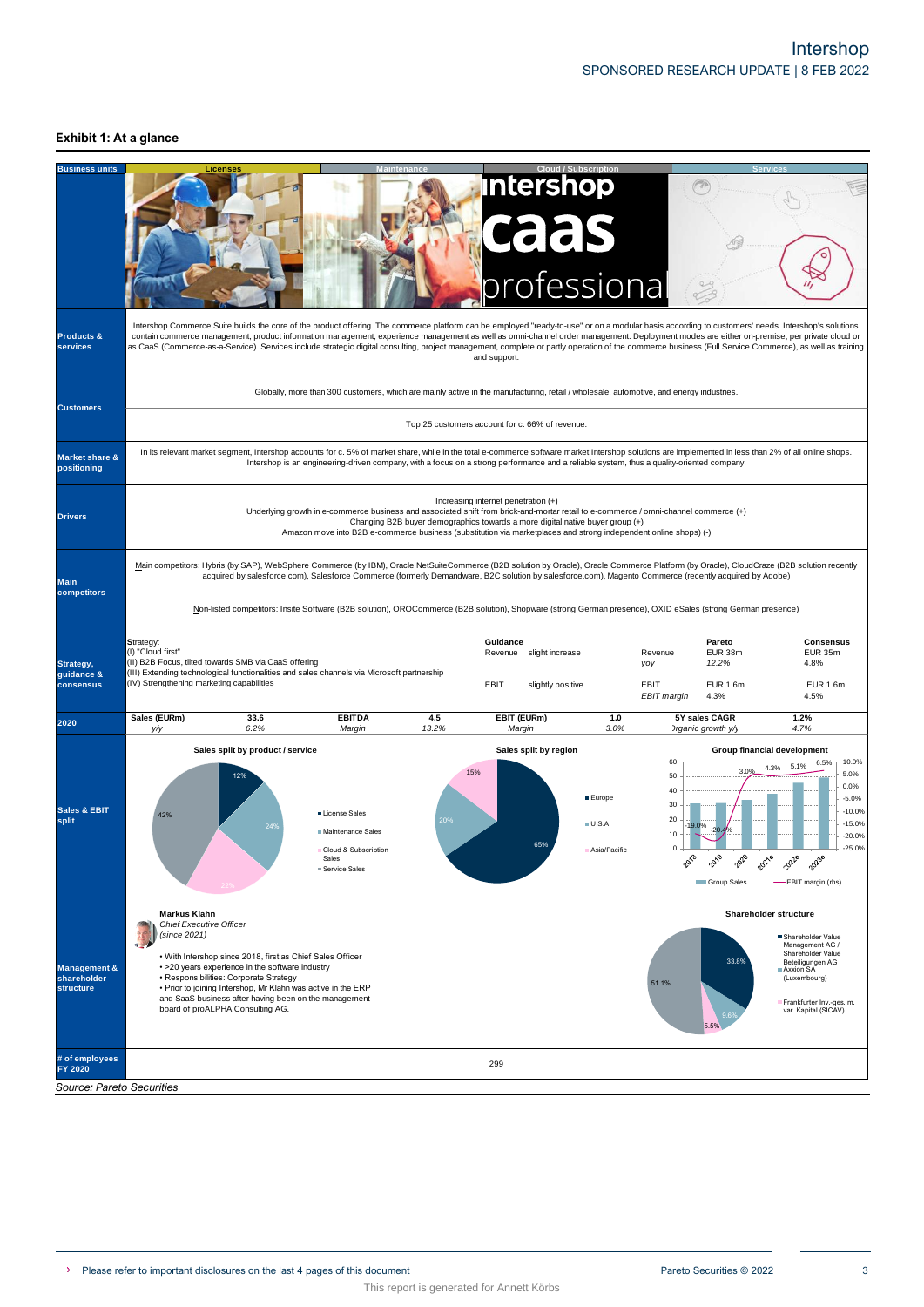## Exhibit 1: At a glance

| Business units | Licenses | Maintenance | Cloud / Subscription | Services |
|---|---|---|---|---|

**Products & services**

Intershop Commerce Suite builds the core of the product offering. The commerce platform can be employed "ready-to-use" or on a modular basis according to customers' needs. Intershop's solutions contain commerce management, product information management, experience management as well as omni-channel order management. Deployment modes are either on-premise, per private cloud or as CaaS (Commerce-as-a-Service). Services include strategic digital consulting, project management, complete or partly operation of the commerce business (Full Service Commerce), as well as training and support.

**Customers**

Globally, more than 300 customers, which are mainly active in the manufacturing, retail / wholesale, automotive, and energy industries.

Top 25 customers account for c. 66% of revenue.

**Market share & positioning**

In its relevant market segment, Intershop accounts for c. 5% of market share, while in the total e-commerce software market Intershop solutions are implemented in less than 2% of all online shops. Intershop is an engineering-driven company, with a focus on a strong performance and a reliable system, thus a quality-oriented company.

**Drivers**

Increasing internet penetration (+)
Underlying growth in e-commerce business and associated shift from brick-and-mortar retail to e-commerce / omni-channel commerce (+)
Changing B2B buyer demographics towards a more digital native buyer group (+)
Amazon move into B2B e-commerce business (substitution via marketplaces and strong independent online shops) (-)

**Main competitors**

Main competitors: Hybris (by SAP), WebSphere Commerce (by IBM), Oracle NetSuiteCommerce (B2B solution by Oracle), Oracle Commerce Platform (by Oracle), CloudCraze (B2B solution recently acquired by salesforce.com), Salesforce Commerce (formerly Demandware, B2C solution by salesforce.com), Magento Commerce (recently acquired by Adobe)

Non-listed competitors: Insite Software (B2B solution), OROCommerce (B2B solution), Shopware (strong German presence), OXID eSales (strong German presence)

**Strategy, guidance & consensus**

Strategy:
(I) "Cloud first"
(II) B2B Focus, tilted towards SMB via CaaS offering
(III) Extending technological functionalities and sales channels via Microsoft partnership
(IV) Strengthening marketing capabilities

| Guidance | | | Pareto | Consensus |
|---|---|---|---|---|
| Revenue | slight increase | Revenue | EUR 38m | EUR 35m |
| | | *yoy* | *12.2%* | 4.8% |
| EBIT | slightly positive | EBIT | EUR 1.6m | EUR 1.6m |
| | | *EBIT margin* | 4.3% | 4.5% |

**2020**

| Sales (EURm) | 33.6 | EBITDA | 4.5 | EBIT (EURm) | 1.0 | 5Y sales CAGR | 1.2% |
|---|---|---|---|---|---|---|---|
| *y/y* | *6.2%* | *Margin* | *13.2%* | *Margin* | *3.0%* | *Organic growth y/y* | *4.7%* |

**Sales & EBIT split**

Sales split by product / service: License Sales 12%, Maintenance Sales 24%, Cloud & Subscription Sales 22%, Service Sales 42%

Sales split by region: Europe 65%, U.S.A. 20%, Asia/Pacific 15%

Group financial development (Group Sales; EBIT margin (rhs)): 2018: -19.0%, 2019: -20.4%, 2020: 3.0%, 2021e: 4.3%, 2022e: 5.1%, 2023e: 6.5%

**Management & shareholder structure**

**Markus Klahn**
*Chief Executive Officer*
*(since 2021)*

- With Intershop since 2018, first as Chief Sales Officer
- >20 years experience in the software industry
- Responsibilities: Corporate Strategy
- Prior to joining Intershop, Mr Klahn was active in the ERP and SaaS business after having been on the management board of proALPHA Consulting AG.

Shareholder structure: Shareholder Value Management AG / Shareholder Value Beteiligungen AG 33.8%, Axxion SA (Luxembourg) 9.6%, Frankfurter Inv.-ges. m. var. Kapital (SICAV) 5.5%, Other 51.1%

**# of employees FY 2020**: 299

*Source: Pareto Securities*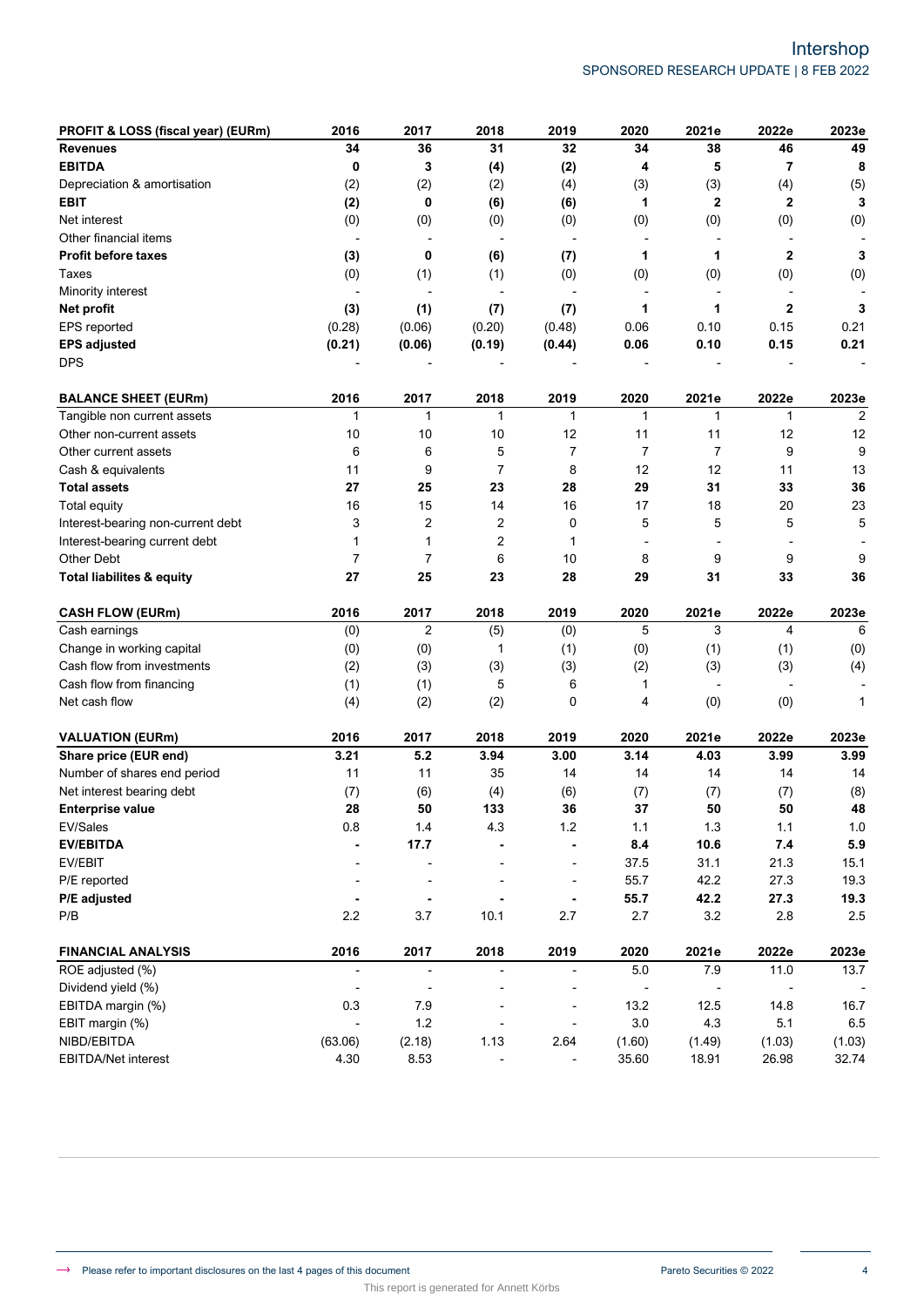| PROFIT & LOSS (fiscal year) (EURm) | 2016 | 2017 | 2018 | 2019 | 2020 | 2021e | 2022e | 2023e |
|---|---|---|---|---|---|---|---|---|
| **Revenues** | **34** | **36** | **31** | **32** | **34** | **38** | **46** | **49** |
| **EBITDA** | **0** | **3** | **(4)** | **(2)** | **4** | **5** | **7** | **8** |
| Depreciation & amortisation | (2) | (2) | (2) | (4) | (3) | (3) | (4) | (5) |
| **EBIT** | **(2)** | **0** | **(6)** | **(6)** | **1** | **2** | **2** | **3** |
| Net interest | (0) | (0) | (0) | (0) | (0) | (0) | (0) | (0) |
| Other financial items | - | - | - | - | - | - | - | - |
| **Profit before taxes** | **(3)** | **0** | **(6)** | **(7)** | **1** | **1** | **2** | **3** |
| Taxes | (0) | (1) | (1) | (0) | (0) | (0) | (0) | (0) |
| Minority interest | - | - | - | - | - | - | - | - |
| **Net profit** | **(3)** | **(1)** | **(7)** | **(7)** | **1** | **1** | **2** | **3** |
| EPS reported | (0.28) | (0.06) | (0.20) | (0.48) | 0.06 | 0.10 | 0.15 | 0.21 |
| **EPS adjusted** | **(0.21)** | **(0.06)** | **(0.19)** | **(0.44)** | **0.06** | **0.10** | **0.15** | **0.21** |
| DPS | - | - | - | - | - | - | - | - |

| BALANCE SHEET (EURm) | 2016 | 2017 | 2018 | 2019 | 2020 | 2021e | 2022e | 2023e |
|---|---|---|---|---|---|---|---|---|
| Tangible non current assets | 1 | 1 | 1 | 1 | 1 | 1 | 1 | 2 |
| Other non-current assets | 10 | 10 | 10 | 12 | 11 | 11 | 12 | 12 |
| Other current assets | 6 | 6 | 5 | 7 | 7 | 7 | 9 | 9 |
| Cash & equivalents | 11 | 9 | 7 | 8 | 12 | 12 | 11 | 13 |
| **Total assets** | **27** | **25** | **23** | **28** | **29** | **31** | **33** | **36** |
| Total equity | 16 | 15 | 14 | 16 | 17 | 18 | 20 | 23 |
| Interest-bearing non-current debt | 3 | 2 | 2 | 0 | 5 | 5 | 5 | 5 |
| Interest-bearing current debt | 1 | 1 | 2 | 1 | - | - | - | - |
| Other Debt | 7 | 7 | 6 | 10 | 8 | 9 | 9 | 9 |
| **Total liabilites & equity** | **27** | **25** | **23** | **28** | **29** | **31** | **33** | **36** |

| CASH FLOW (EURm) | 2016 | 2017 | 2018 | 2019 | 2020 | 2021e | 2022e | 2023e |
|---|---|---|---|---|---|---|---|---|
| Cash earnings | (0) | 2 | (5) | (0) | 5 | 3 | 4 | 6 |
| Change in working capital | (0) | (0) | 1 | (1) | (0) | (1) | (1) | (0) |
| Cash flow from investments | (2) | (3) | (3) | (3) | (2) | (3) | (3) | (4) |
| Cash flow from financing | (1) | (1) | 5 | 6 | 1 | - | - | - |
| Net cash flow | (4) | (2) | (2) | 0 | 4 | (0) | (0) | 1 |

| VALUATION (EURm) | 2016 | 2017 | 2018 | 2019 | 2020 | 2021e | 2022e | 2023e |
|---|---|---|---|---|---|---|---|---|
| **Share price (EUR end)** | **3.21** | **5.2** | **3.94** | **3.00** | **3.14** | **4.03** | **3.99** | **3.99** |
| Number of shares end period | 11 | 11 | 35 | 14 | 14 | 14 | 14 | 14 |
| Net interest bearing debt | (7) | (6) | (4) | (6) | (7) | (7) | (7) | (8) |
| **Enterprise value** | **28** | **50** | **133** | **36** | **37** | **50** | **50** | **48** |
| EV/Sales | 0.8 | 1.4 | 4.3 | 1.2 | 1.1 | 1.3 | 1.1 | 1.0 |
| **EV/EBITDA** | **-** | **17.7** | **-** | **-** | **8.4** | **10.6** | **7.4** | **5.9** |
| EV/EBIT | - | - | - | - | 37.5 | 31.1 | 21.3 | 15.1 |
| P/E reported | - | - | - | - | 55.7 | 42.2 | 27.3 | 19.3 |
| **P/E adjusted** | **-** | **-** | **-** | **-** | **55.7** | **42.2** | **27.3** | **19.3** |
| P/B | 2.2 | 3.7 | 10.1 | 2.7 | 2.7 | 3.2 | 2.8 | 2.5 |

| FINANCIAL ANALYSIS | 2016 | 2017 | 2018 | 2019 | 2020 | 2021e | 2022e | 2023e |
|---|---|---|---|---|---|---|---|---|
| ROE adjusted (%) | - | - | - | - | 5.0 | 7.9 | 11.0 | 13.7 |
| Dividend yield (%) | - | - | - | - | - | - | - | - |
| EBITDA margin (%) | 0.3 | 7.9 | - | - | 13.2 | 12.5 | 14.8 | 16.7 |
| EBIT margin (%) | - | 1.2 | - | - | 3.0 | 4.3 | 5.1 | 6.5 |
| NIBD/EBITDA | (63.06) | (2.18) | 1.13 | 2.64 | (1.60) | (1.49) | (1.03) | (1.03) |
| EBITDA/Net interest | 4.30 | 8.53 | - | - | 35.60 | 18.91 | 26.98 | 32.74 |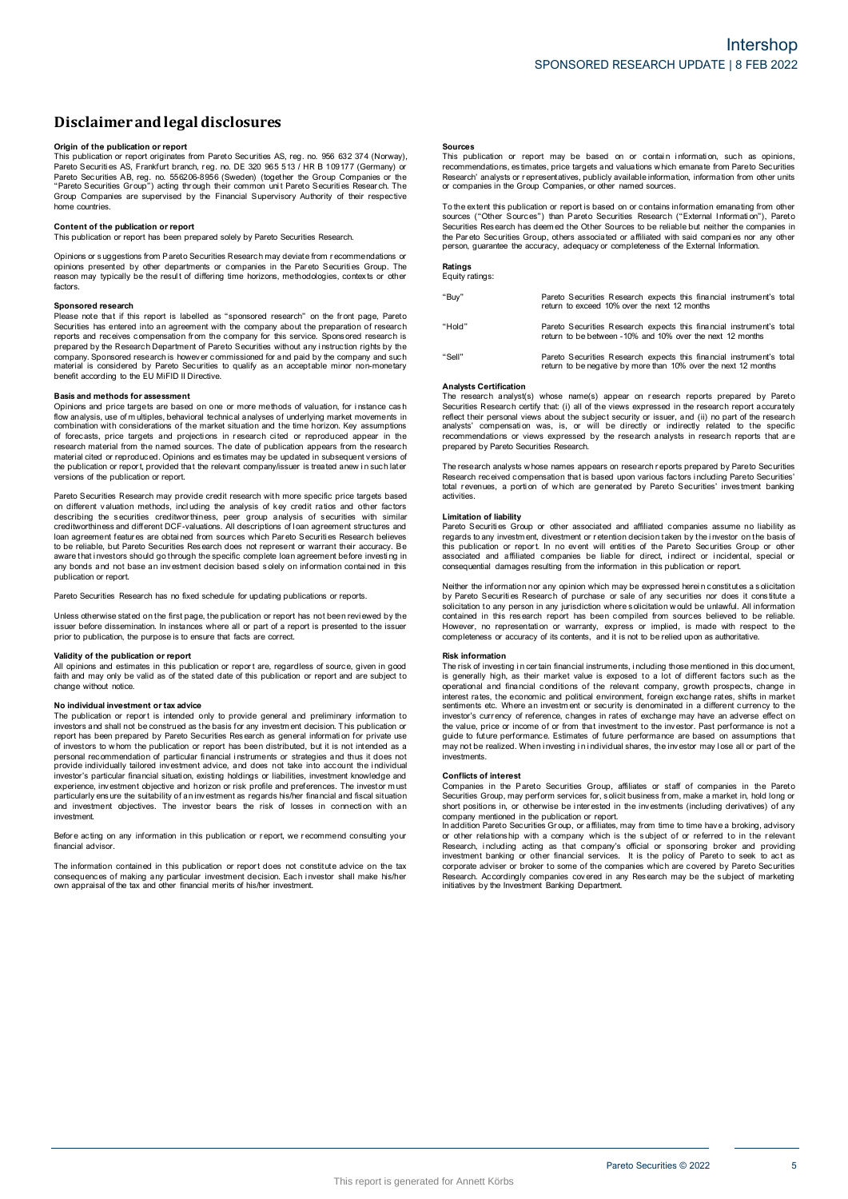# Disclaimer and legal disclosures

**Origin of the publication or report**
This publication or report originates from Pareto Securities AS, reg. no. 956 632 374 (Norway), Pareto Securities AS, Frankfurt branch, reg. no. DE 320 965 513 / HR B 109177 (Germany) or Pareto Securities AB, reg. no. 556206-8956 (Sweden) (together the Group Companies or the "Pareto Securities Group") acting through their common unit Pareto Securities Research. The Group Companies are supervised by the Financial Supervisory Authority of their respective home countries.

**Content of the publication or report**
This publication or report has been prepared solely by Pareto Securities Research.

Opinions or suggestions from Pareto Securities Research may deviate from recommendations or opinions presented by other departments or companies in the Pareto Securities Group. The reason may typically be the result of differing time horizons, methodologies, contexts or other factors.

**Sponsored research**
Please note that if this report is labelled as "sponsored research" on the front page, Pareto Securities has entered into an agreement with the company about the preparation of research reports and receives compensation from the company for this service. Sponsored research is prepared by the Research Department of Pareto Securities without any instruction rights by the company. Sponsored research is however commissioned for and paid by the company and such material is considered by Pareto Securities to qualify as an acceptable minor non-monetary benefit according to the EU MiFID II Directive.

**Basis and methods for assessment**
Opinions and price targets are based on one or more methods of valuation, for instance cash flow analysis, use of multiples, behavioral technical analyses of underlying market movements in combination with considerations of the market situation and the time horizon. Key assumptions of forecasts, price targets and projections in research cited or reproduced appear in the research material from the named sources. The date of publication appears from the research material cited or reproduced. Opinions and estimates may be updated in subsequent versions of the publication or report, provided that the relevant company/issuer is treated anew in such later versions of the publication or report.

Pareto Securities Research may provide credit research with more specific price targets based on different valuation methods, including the analysis of key credit ratios and other factors describing the securities creditworthiness, peer group analysis of securities with similar creditworthiness and different DCF-valuations. All descriptions of loan agreement structures and loan agreement features are obtained from sources which Pareto Securities Research believes to be reliable, but Pareto Securities Research does not represent or warrant their accuracy. Be aware that investors should go through the specific complete loan agreement before investing in any bonds and not base an investment decision based solely on information contained in this publication or report.

Pareto Securities Research has no fixed schedule for updating publications or reports.

Unless otherwise stated on the first page, the publication or report has not been reviewed by the issuer before dissemination. In instances where all or part of a report is presented to the issuer prior to publication, the purpose is to ensure that facts are correct.

**Validity of the publication or report**
All opinions and estimates in this publication or report are, regardless of source, given in good faith and may only be valid as of the stated date of this publication or report and are subject to change without notice.

**No individual investment or tax advice**
The publication or report is intended only to provide general and preliminary information to investors and shall not be construed as the basis for any investment decision. This publication or report has been prepared by Pareto Securities Research as general information for private use of investors to whom the publication or report has been distributed, but it is not intended as a personal recommendation of particular financial instruments or strategies and thus it does not provide individually tailored investment advice, and does not take into account the individual investor's particular financial situation, existing holdings or liabilities, investment knowledge and experience, investment objective and horizon or risk profile and preferences. The investor must particularly ensure the suitability of an investment as regards his/her financial and fiscal situation and investment objectives. The investor bears the risk of losses in connection with an investment.

Before acting on any information in this publication or report, we recommend consulting your financial advisor.

The information contained in this publication or report does not constitute advice on the tax consequences of making any particular investment decision. Each investor shall make his/her own appraisal of the tax and other financial merits of his/her investment.

**Sources**
This publication or report may be based on or contain information, such as opinions, recommendations, estimates, price targets and valuations which emanate from Pareto Securities Research' analysts or representatives, publicly available information, information from other units or companies in the Group Companies, or other named sources.

To the extent this publication or report is based on or contains information emanating from other sources ("Other Sources") than Pareto Securities Research ("External Information"), Pareto Securities Research has deemed the Other Sources to be reliable but neither the companies in the Pareto Securities Group, others associated or affiliated with said companies nor any other person, guarantee the accuracy, adequacy or completeness of the External Information.

**Ratings**
Equity ratings:

| | |
|---|---|
| "Buy" | Pareto Securities Research expects this financial instrument's total return to exceed 10% over the next 12 months |
| "Hold" | Pareto Securities Research expects this financial instrument's total return to be between -10% and 10% over the next 12 months |
| "Sell" | Pareto Securities Research expects this financial instrument's total return to be negative by more than 10% over the next 12 months |

**Analysts Certification**
The research analyst(s) whose name(s) appear on research reports prepared by Pareto Securities Research certify that: (i) all of the views expressed in the research report accurately reflect their personal views about the subject security or issuer, and (ii) no part of the research analysts' compensation was, is, or will be directly or indirectly related to the specific recommendations or views expressed by the research analysts in research reports that are prepared by Pareto Securities Research.

The research analysts whose names appears on research reports prepared by Pareto Securities Research received compensation that is based upon various factors including Pareto Securities' total revenues, a portion of which are generated by Pareto Securities' investment banking activities.

**Limitation of liability**
Pareto Securities Group or other associated and affiliated companies assume no liability as regards to any investment, divestment or retention decision taken by the investor on the basis of this publication or report. In no event will entities of the Pareto Securities Group or other associated and affiliated companies be liable for direct, indirect or incidental, special or consequential damages resulting from the information in this publication or report.

Neither the information nor any opinion which may be expressed herein constitutes a solicitation by Pareto Securities Research of purchase or sale of any securities nor does it constitute a solicitation to any person in any jurisdiction where solicitation would be unlawful. All information contained in this research report has been compiled from sources believed to be reliable. However, no representation or warranty, express or implied, is made with respect to the completeness or accuracy of its contents, and it is not to be relied upon as authoritative.

**Risk information**
The risk of investing in certain financial instruments, including those mentioned in this document, is generally high, as their market value is exposed to a lot of different factors such as the operational and financial conditions of the relevant company, growth prospects, change in interest rates, the economic and political environment, foreign exchange rates, shifts in market sentiments etc. Where an investment or security is denominated in a different currency to the investor's currency of reference, changes in rates of exchange may have an adverse effect on the value, price or income of or from that investment to the investor. Past performance is not a guide to future performance. Estimates of future performance are based on assumptions that may not be realized. When investing in individual shares, the investor may lose all or part of the investments.

**Conflicts of interest**
Companies in the Pareto Securities Group, affiliates or staff of companies in the Pareto Securities Group, may perform services for, solicit business from, make a market in, hold long or short positions in, or otherwise be interested in the investments (including derivatives) of any company mentioned in the publication or report.
In addition Pareto Securities Group, or affiliates, may from time to time have a broking, advisory or other relationship with a company which is the subject of or referred to in the relevant Research, including acting as that company's official or sponsoring broker and providing investment banking or other financial services. It is the policy of Pareto to seek to act as corporate adviser or broker to some of the companies which are covered by Pareto Securities Research. Accordingly companies covered in any Research may be the subject of marketing initiatives by the Investment Banking Department.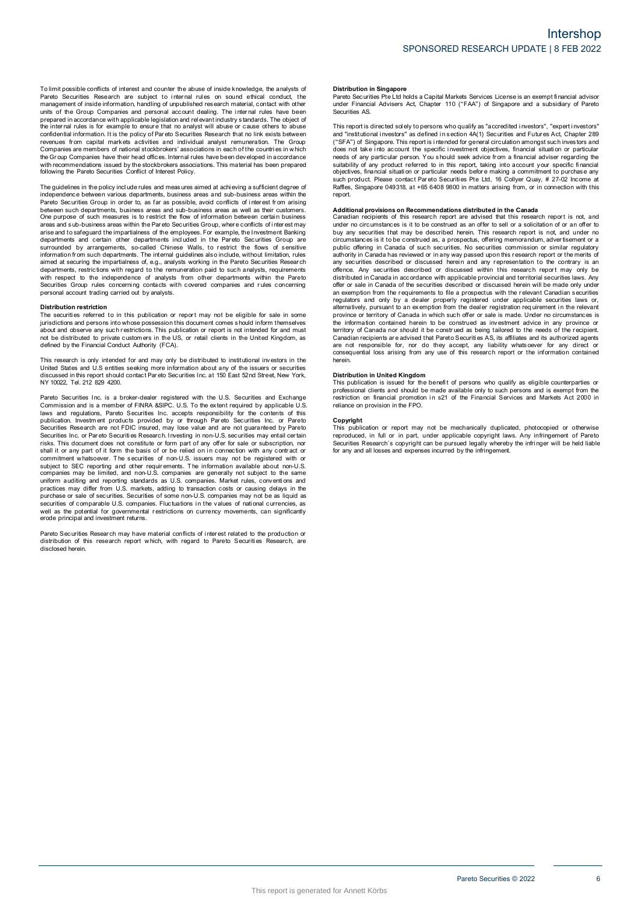To limit possible conflicts of interest and counter the abuse of inside knowledge, the analysts of Pareto Securities Research are subject to internal rules on sound ethical conduct, the management of inside information, handling of unpublished research material, contact with other units of the Group Companies and personal account dealing. The internal rules have been prepared in accordance with applicable legislation and relevant industry standards. The object of the internal rules is for example to ensure that no analyst will abuse or cause others to abuse confidential information. It is the policy of Pareto Securities Research that no link exists between revenues from capital markets activities and individual analyst remuneration. The Group Companies are members of national stockbrokers' associations in each of the countries in which the Group Companies have their head offices. Internal rules have been developed in accordance with recommendations issued by the stockbrokers associations. This material has been prepared following the Pareto Securities Conflict of Interest Policy.

The guidelines in the policy include rules and measures aimed at achieving a sufficient degree of independence between various departments, business areas and sub-business areas within the Pareto Securities Group in order to, as far as possible, avoid conflicts of interest from arising between such departments, business areas and sub-business areas as well as their customers. One purpose of such measures is to restrict the flow of information between certain business areas and sub-business areas within the Pareto Securities Group, where conflicts of interest may arise and to safeguard the impartialness of the employees. For example, the Investment Banking departments and certain other departments included in the Pareto Securities Group are surrounded by arrangements, so-called Chinese Walls, to restrict the flows of sensitive information from such departments. The internal guidelines also include, without limitation, rules aimed at securing the impartialness of, e.g., analysts working in the Pareto Securities Research departments, restrictions with regard to the remuneration paid to such analysts, requirements with respect to the independence of analysts from other departments within the Pareto Securities Group rules concerning contacts with covered companies and rules concerning personal account trading carried out by analysts.

**Distribution restriction**

The securities referred to in this publication or report may not be eligible for sale in some jurisdictions and persons into whose possession this document comes should inform themselves about and observe any such restrictions. This publication or report is not intended for and must not be distributed to private customers in the US, or retail clients in the United Kingdom, as defined by the Financial Conduct Authority (FCA).

This research is only intended for and may only be distributed to institutional investors in the United States and U.S entities seeking more information about any of the issuers or securities discussed in this report should contact Pareto Securities Inc. at 150 East 52nd Street, New York, NY 10022, Tel. 212 829 4200.

Pareto Securities Inc. is a broker-dealer registered with the U.S. Securities and Exchange Commission and is a member of FINRA &SIPC. U.S. To the extent required by applicable U.S. laws and regulations, Pareto Securities Inc. accepts responsibility for the contents of this publication. Investment products provided by or through Pareto Securities Inc. or Pareto Securities Research are not FDIC insured, may lose value and are not guaranteed by Pareto Securities Inc. or Pareto Securities Research. Investing in non-U.S. securities may entail certain risks. This document does not constitute or form part of any offer for sale or subscription, nor shall it or any part of it form the basis of or be relied on in connection with any contract or commitment whatsoever. The securities of non-U.S. issuers may not be registered with or subject to SEC reporting and other requirements. The information available about non-U.S. companies may be limited, and non-U.S. companies are generally not subject to the same uniform auditing and reporting standards as U.S. companies. Market rules, conventions and practices may differ from U.S. markets, adding to transaction costs or causing delays in the purchase or sale of securities. Securities of some non-U.S. companies may not be as liquid as securities of comparable U.S. companies. Fluctuations in the values of national currencies, as well as the potential for governmental restrictions on currency movements, can significantly erode principal and investment returns.

Pareto Securities Research may have material conflicts of interest related to the production or distribution of this research report which, with regard to Pareto Securities Research, are disclosed herein.

**Distribution in Singapore**

Pareto Securities Pte Ltd holds a Capital Markets Services License is an exempt financial advisor under Financial Advisers Act, Chapter 110 ("FAA") of Singapore and a subsidiary of Pareto Securities AS.

This report is directed solely to persons who qualify as "accredited investors", "expert investors" and "institutional investors" as defined in section 4A(1) Securities and Futures Act, Chapter 289 ("SFA") of Singapore. This report is intended for general circulation amongst such investors and does not take into account the specific investment objectives, financial situation or particular needs of any particular person. You should seek advice from a financial adviser regarding the suitability of any product referred to in this report, taking into account your specific financial objectives, financial situation or particular needs before making a commitment to purchase any such product. Please contact Pareto Securities Pte Ltd, 16 Collyer Quay, # 27-02 Income at Raffles, Singapore 049318, at +65 6408 9800 in matters arising from, or in connection with this report.

**Additional provisions on Recommendations distributed in the Canada**

Canadian recipients of this research report are advised that this research report is not, and under no circumstances is it to be construed as an offer to sell or a solicitation of or an offer to buy any securities that may be described herein. This research report is not, and under no circumstances is it to be construed as, a prospectus, offering memorandum, advertisement or a public offering in Canada of such securities. No securities commission or similar regulatory authority in Canada has reviewed or in any way passed upon this research report or the merits of any securities described or discussed herein and any representation to the contrary is an offence. Any securities described or discussed within this research report may only be distributed in Canada in accordance with applicable provincial and territorial securities laws. Any offer or sale in Canada of the securities described or discussed herein will be made only under an exemption from the requirements to file a prospectus with the relevant Canadian securities regulators and only by a dealer properly registered under applicable securities laws or, alternatively, pursuant to an exemption from the dealer registration requirement in the relevant province or territory of Canada in which such offer or sale is made. Under no circumstances is the information contained herein to be construed as investment advice in any province or territory of Canada nor should it be construed as being tailored to the needs of the recipient. Canadian recipients are advised that Pareto Securities AS, its affiliates and its authorized agents are not responsible for, nor do they accept, any liability whatsoever for any direct or consequential loss arising from any use of this research report or the information contained herein.

**Distribution in United Kingdom**

This publication is issued for the benefit of persons who qualify as eligible counterparties or professional clients and should be made available only to such persons and is exempt from the restriction on financial promotion in s21 of the Financial Services and Markets Act 2000 in reliance on provision in the FPO.

**Copyright**

This publication or report may not be mechanically duplicated, photocopied or otherwise reproduced, in full or in part, under applicable copyright laws. Any infringement of Pareto Securities Research´s copyright can be pursued legally whereby the infringer will be held liable for any and all losses and expenses incurred by the infringement.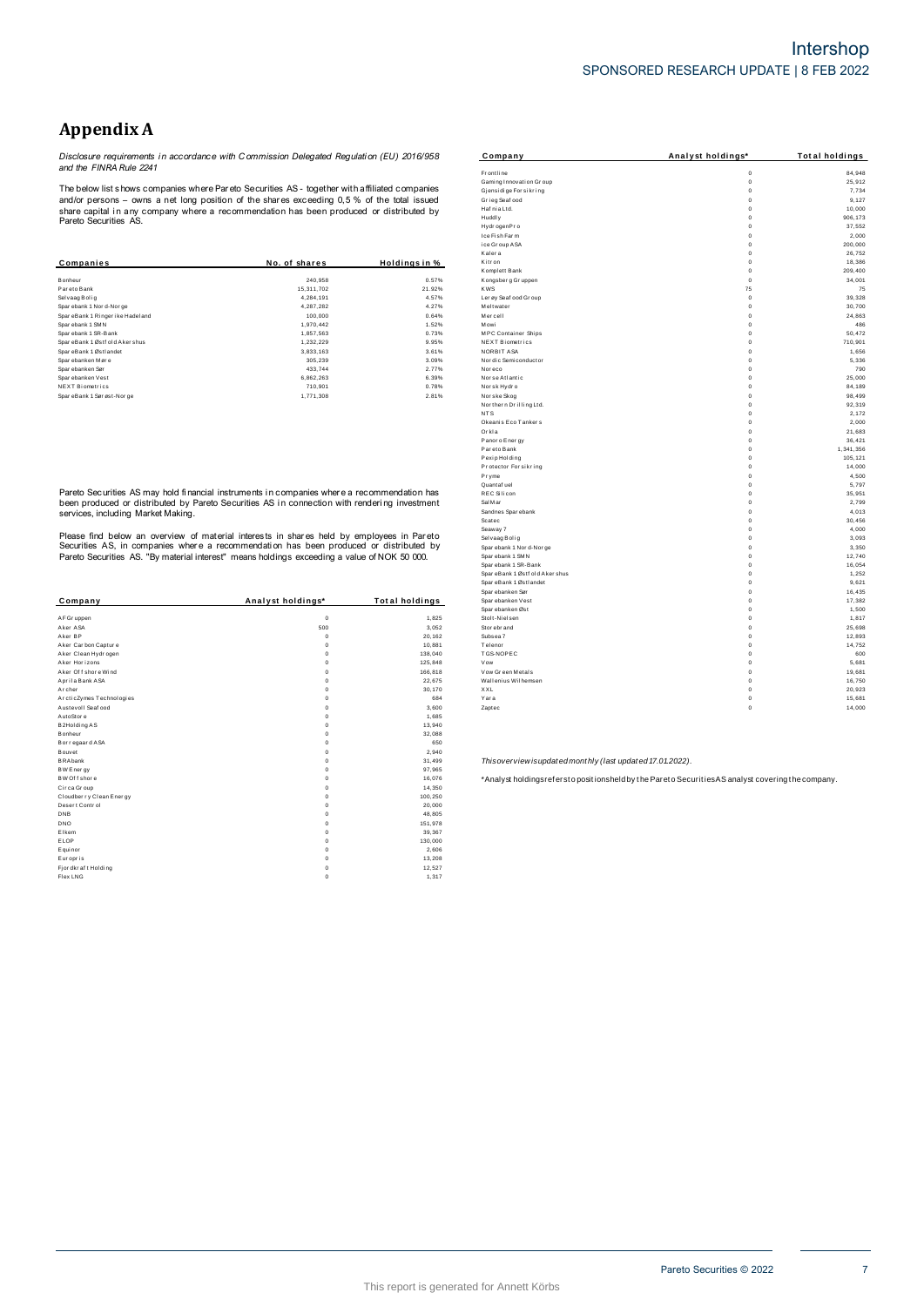# Appendix A

*Disclosure requirements in accordance with Commission Delegated Regulation (EU) 2016/958 and the FINRA Rule 2241*

The below list shows companies where Pareto Securities AS - together with affiliated companies and/or persons – owns a net long position of the shares exceeding 0,5 % of the total issued share capital in any company where a recommendation has been produced or distributed by Pareto Securities AS.

| Companies | No. of shares | Holdings in % |
|---|---|---|
| Bonheur | 240,958 | 0.57% |
| Pareto Bank | 15,311,702 | 21.92% |
| Selvaag Bolig | 4,284,191 | 4.57% |
| Sparebank 1 Nord-Norge | 4,287,282 | 4.27% |
| SpareBank 1 Ringerike Hadeland | 100,000 | 0.64% |
| Sparebank 1 SMN | 1,970,442 | 1.52% |
| Sparebank 1 SR-Bank | 1,857,563 | 0.73% |
| SpareBank 1 Østfold Akershus | 1,232,229 | 9.95% |
| SpareBank 1 Østlandet | 3,833,163 | 3.61% |
| Sparebanken Møre | 305,239 | 3.09% |
| Sparebanken Sør | 433,744 | 2.77% |
| Sparebanken Vest | 6,862,263 | 6.39% |
| NEXT Biometrics | 710,901 | 0.78% |
| SpareBank 1 Sørøst-Norge | 1,771,308 | 2.81% |

Pareto Securities AS may hold financial instruments in companies where a recommendation has been produced or distributed by Pareto Securities AS in connection with rendering investment services, including Market Making.

Please find below an overview of material interests in shares held by employees in Pareto Securities AS, in companies where a recommendation has been produced or distributed by Pareto Securities AS. "By material interest" means holdings exceeding a value of NOK 50 000.

| Company | Analyst holdings* | Total holdings |
|---|---|---|
| AF Gruppen | 0 | 1,825 |
| Aker ASA | 500 | 3,052 |
| Aker BP | 0 | 20,162 |
| Aker Carbon Capture | 0 | 10,881 |
| Aker Clean Hydrogen | 0 | 138,040 |
| Aker Horizons | 0 | 125,848 |
| Aker Offshore Wind | 0 | 166,818 |
| Aprila Bank ASA | 0 | 22,675 |
| Archer | 0 | 30,170 |
| ArcticZymes Technologies | 0 | 684 |
| Austevoll Seafood | 0 | 3,600 |
| AutoStore | 0 | 1,685 |
| B2Holding AS | 0 | 13,940 |
| Bonheur | 0 | 32,088 |
| Borregaard ASA | 0 | 650 |
| Bouvet | 0 | 2,940 |
| BRAbank | 0 | 31,499 |
| BW Energy | 0 | 97,965 |
| BW Offshore | 0 | 16,076 |
| Circa Group | 0 | 14,350 |
| Cloudberry Clean Energy | 0 | 100,250 |
| Desert Control | 0 | 20,000 |
| DNB | 0 | 48,805 |
| DNO | 0 | 151,978 |
| Elkem | 0 | 39,367 |
| ELOP | 0 | 130,000 |
| Equinor | 0 | 2,606 |
| Europris | 0 | 13,208 |
| Fjordkraft Holding | 0 | 12,527 |
| Flex LNG | 0 | 1,317 |
| Frontline | 0 | 84,948 |
| Gaming Innovation Group | 0 | 25,912 |
| Gjensidige Forsikring | 0 | 7,734 |
| Grieg Seafood | 0 | 9,127 |
| Hafnia Ltd. | 0 | 10,000 |
| Huddly | 0 | 906,173 |
| HydrogenPro | 0 | 37,552 |
| Ice Fish Farm | 0 | 2,000 |
| ice Group ASA | 0 | 200,000 |
| Kalera | 0 | 26,752 |
| Kitron | 0 | 18,386 |
| Komplett Bank | 0 | 209,400 |
| Kongsberg Gruppen | 0 | 34,001 |
| KWS | 75 | 75 |
| Lerøy Seafood Group | 0 | 39,328 |
| Meltwater | 0 | 30,700 |
| Mercell | 0 | 24,863 |
| Mowi | 0 | 486 |
| MPC Container Ships | 0 | 50,472 |
| NEXT Biometrics | 0 | 710,901 |
| NORBIT ASA | 0 | 1,656 |
| Nordic Semiconductor | 0 | 5,336 |
| Noreco | 0 | 790 |
| Norse Atlantic | 0 | 25,000 |
| Norsk Hydro | 0 | 84,189 |
| Norske Skog | 0 | 98,499 |
| Northern Drilling Ltd. | 0 | 92,319 |
| NTS | 0 | 2,172 |
| Okeanis Eco Tankers | 0 | 2,000 |
| Orkla | 0 | 21,683 |
| Panoro Energy | 0 | 36,421 |
| Pareto Bank | 0 | 1,341,356 |
| Pexip Holding | 0 | 105,121 |
| Protector Forsikring | 0 | 14,000 |
| Pryme | 0 | 4,500 |
| Quantafuel | 0 | 5,797 |
| REC Silicon | 0 | 35,951 |
| SalMar | 0 | 2,799 |
| Sandnes Sparebank | 0 | 4,013 |
| Scatec | 0 | 30,456 |
| Seaway 7 | 0 | 4,000 |
| Selvaag Bolig | 0 | 3,093 |
| Sparebank 1 Nord-Norge | 0 | 3,350 |
| Sparebank 1 SMN | 0 | 12,740 |
| Sparebank 1 SR-Bank | 0 | 16,054 |
| SpareBank 1 Østfold Akershus | 0 | 1,252 |
| SpareBank 1 Østlandet | 0 | 9,621 |
| Sparebanken Sør | 0 | 16,435 |
| Sparebanken Vest | 0 | 17,382 |
| Sparebanken Øst | 0 | 1,500 |
| Stolt-Nielsen | 0 | 1,817 |
| Storebrand | 0 | 25,698 |
| Subsea 7 | 0 | 12,893 |
| Telenor | 0 | 14,752 |
| TGS-NOPEC | 0 | 600 |
| Vow | 0 | 5,681 |
| Vow Green Metals | 0 | 19,681 |
| Wallenius Wilhemsen | 0 | 16,750 |
| XXL | 0 | 20,923 |
| Yara | 0 | 15,681 |
| Zaptec | 0 | 14,000 |

*This overview is updated monthly (last updated 17.01.2022).*

*Analyst holdings refers to positions held by the Pareto Securities AS analyst covering the company.

This report is generated for Annett Körbs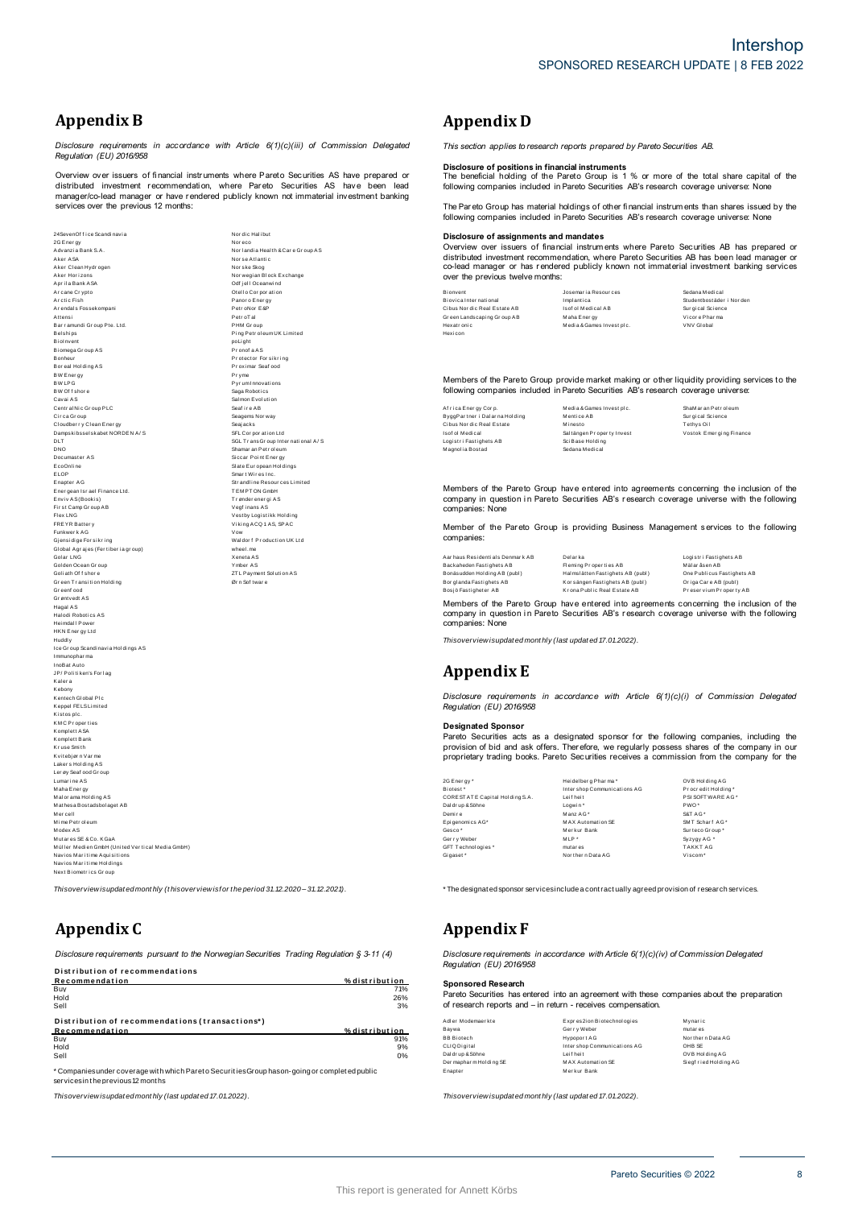## Appendix B

*Disclosure requirements in accordance with Article 6(1)(c)(iii) of Commission Delegated Regulation (EU) 2016/958*

Overview over issuers of financial instruments where Pareto Securities AS have prepared or distributed investment recommendation, where Pareto Securities AS have been lead manager/co-lead manager or have rendered publicly known not immaterial investment banking services over the previous 12 months:

| | |
|---|---|
| 24SevenOffice Scandinavia | Nordic Halibut |
| 2G Energy | Noreco |
| Advanzia Bank S.A. | Norlandia Health & Care Group AS |
| Aker ASA | Norse Atlantic |
| Aker Clean Hydrogen | Norske Skog |
| Aker Horizons | Norwegian Block Exchange |
| Aprila Bank ASA | Odfjell Oceanwind |
| Arcane Crypto | Otello Corporation |
| Arctic Fish | Panoro Energy |
| Arendals Fossekompani | PetroNor E&P |
| Attensi | PetroTal |
| Barramundi Group Pte. Ltd. | PHM Group |
| Belships | Ping Petroleum UK Limited |
| BioInvent | poLight |
| Biomega Group AS | Pronofa AS |
| Bonheur | Protector Forsikring |
| Boreal Holding AS | Proximar Seafood |
| BW Energy | Pryme |
| BW LPG | Pyrum Innovations |
| BW Offshore | Saga Robotics |
| Cavai AS | Salmon Evolution |
| CentralNic Group PLC | Seafire AB |
| Circa Group | Seagems Norway |
| Cloudberry Clean Energy | Seajacks |
| Dampskibsselskabet NORDEN A/S | SFL Corporation Ltd |
| DLT | SGL TransGroup International A/S |
| DNO | Shamaran Petroleum |
| Documaster AS | Siccar Point Energy |
| EcoOnline | Slate European Holdings |
| ELOP | Smart Wires Inc. |
| Enapter AG | Strandline Resources Limited |
| Energean Israel Finance Ltd. | TEMPTON GmbH |
| Enviv AS (Bookis) | Trønderenergi AS |
| First Camp Group AB | Vegfinans AS |
| Flex LNG | Vestby Logistikk Holding |
| FREYR Battery | Viking ACQ 1 AS, SPAC |
| Funkwerk AG | Vow |
| Gjensidige Forsikring | Waldorf Production UK Ltd |
| Global Agrajes (Fertiberia group) | wheel.me |
| Golar LNG | Xeneta AS |
| Golden Ocean Group | Ymber AS |
| Goliath Offshore | ZTL Payment Solution AS |
| Green Transition Holding | Ørn Software |
| Greenfood | |
| Grøntvedt AS | |
| Hagal AS | |
| Halodi Robotics AS | |
| Heimdall Power | |
| HKN Energy Ltd | |
| Huddly | |
| Ice Group Scandinavia Holdings AS | |
| Immunopharma | |
| InoBat Auto | |
| JP/ Politiken's Forlag | |
| Kalera | |
| Kebony | |
| Kentech Global Plc | |
| Keppel FELS Limited | |
| Kistos plc. | |
| KMC Properties | |
| Komplett ASA | |
| Komplett Bank | |
| Kruse Smith | |
| Kvitebjørn Varme | |
| Lakers Holding AS | |
| Lerøy Seafood Group | |
| Lumarine AS | |
| Maha Energy | |
| Malorama Holding AS | |
| Mathesa Bostadsbolaget AB | |
| Mercell | |
| Mime Petroleum | |
| Modex AS | |
| Mutares SE & Co. KGaA | |
| Müller Medien GmbH (United Vertical Media GmbH) | |
| Navios Maritime Aquisitions | |
| Navios Maritime Holdings | |
| Next Biometrics Group | |

*This overview is updated monthly (this overview is for the period 31.12.2020 – 31.12.2021).*

## Appendix C

*Disclosure requirements pursuant to the Norwegian Securities Trading Regulation § 3-11 (4)*

**Distribution of recommendations**

| Recommendation | % distribution |
|---|---|
| Buy | 71% |
| Hold | 26% |
| Sell | 3% |

**Distribution of recommendations (transactions*)**

| Recommendation | % distribution |
|---|---|
| Buy | 91% |
| Hold | 9% |
| Sell | 0% |

\* Companies under coverage with which Pareto Securities Group has on-going or completed public services in the previous 12 months

*This overview is updated monthly (last updated 17.01.2022).*

## Appendix D

*This section applies to research reports prepared by Pareto Securities AB.*

**Disclosure of positions in financial instruments**

The beneficial holding of the Pareto Group is 1 % or more of the total share capital of the following companies included in Pareto Securities AB's research coverage universe: None

The Pareto Group has material holdings of other financial instruments than shares issued by the following companies included in Pareto Securities AB's research coverage universe: None

**Disclosure of assignments and mandates**

Overview over issuers of financial instruments where Pareto Securities AB has prepared or distributed investment recommendation, where Pareto Securities AB has been lead manager or co-lead manager or has rendered publicly known not immaterial investment banking services over the previous twelve months:

| | | |
|---|---|---|
| Bionvent | Josemaria Resources | Sedana Medical |
| Biovica International | Implantica | Studentbostäder i Norden |
| Cibus Nordic Real Estate AB | Isofol Medical AB | Surgical Science |
| Green Landscaping Group AB | Maha Energy | Vicore Pharma |
| Hexatronic | Media & Games Invest plc. | VNV Global |
| Hexicon | | |

Members of the Pareto Group provide market making or other liquidity providing services to the following companies included in Pareto Securities AB's research coverage universe:

| | | |
|---|---|---|
| Africa Energy Corp. | Media & Games Invest plc. | ShaMaran Petroleum |
| ByggPartner i Dalarna Holding | Mentice AB | Surgical Science |
| Cibus Nordic Real Estate | Minesto | Tethys Oil |
| Isofol Medical | Saltängen Property Invest | Vostok Emerging Finance |
| Logistri Fastighets AB | SciBase Holding | |
| Magnolia Bostad | Sedana Medical | |

Members of the Pareto Group have entered into agreements concerning the inclusion of the company in question in Pareto Securities AB's research coverage universe with the following companies: None

Member of the Pareto Group is providing Business Management services to the following companies:

| | | |
|---|---|---|
| Aarhus Residentials Denmark AB | Delarka | Logistri Fastighets AB |
| Backaheden Fastighets AB | Fleming Properties AB | Mälaråsen AB |
| Bonäsudden Holding AB (publ) | Halmslätten Fastighets AB (publ) | One Publicus Fastighets AB |
| Borglanda Fastighets AB | Korsängen Fastighets AB (publ) | Origa Care AB (publ) |
| Bosjö Fastigheter AB | Krona Public Real Estate AB | Preservium Property AB |

Members of the Pareto Group have entered into agreements concerning the inclusion of the company in question in Pareto Securities AB's research coverage universe with the following companies: None

*This overview is updated monthly (last updated 17.01.2022).*

## Appendix E

*Disclosure requirements in accordance with Article 6(1)(c)(i) of Commission Delegated Regulation (EU) 2016/958*

**Designated Sponsor**

Pareto Securities acts as a designated sponsor for the following companies, including the provision of bid and ask offers. Therefore, we regularly possess shares of the company in our proprietary trading books. Pareto Securities receives a commission from the company for the

| | | |
|---|---|---|
| 2G Energy * | Heidelberg Pharma * | OVB Holding AG |
| Biotest * | Intershop Communications AG | Procredit Holding * |
| CORESTATE Capital Holding S.A. | Leifheit | PSI SOFTWARE AG * |
| Daldrup & Söhne | Logwin * | PWO * |
| Demire | Manz AG * | S&T AG * |
| Epigenomics AG* | MAX Automation SE | SMT Scharf AG * |
| Gesco * | Merkur Bank | Surteco Group * |
| Gerry Weber | MLP * | Syzygy AG * |
| GFT Technologies * | mutares | TAKKT AG |
| Gigaset * | Northern Data AG | Viscom * |

\* The designated sponsor services include a contractually agreed provision of research services.

## Appendix F

*Disclosure requirements in accordance with Article 6(1)(c)(iv) of Commission Delegated Regulation (EU) 2016/958*

**Sponsored Research**

Pareto Securities has entered into an agreement with these companies about the preparation of research reports and – in return - receives compensation.

| | | |
|---|---|---|
| Adler Modemaerkte | Expres2ion Biotechnologies | Mynaric |
| Baywa | Gerry Weber | mutares |
| BB Biotech | Hypoport AG | Northern Data AG |
| CLIQ Digital | Intershop Communications AG | OHB SE |
| Daldrup & Söhne | Leifheit | OVB Holding AG |
| Dermapharm Holding SE | MAX Automation SE | Siegfried Holding AG |
| Enapter | Merkur Bank | |

*This overview is updated monthly (last updated 17.01.2022).*